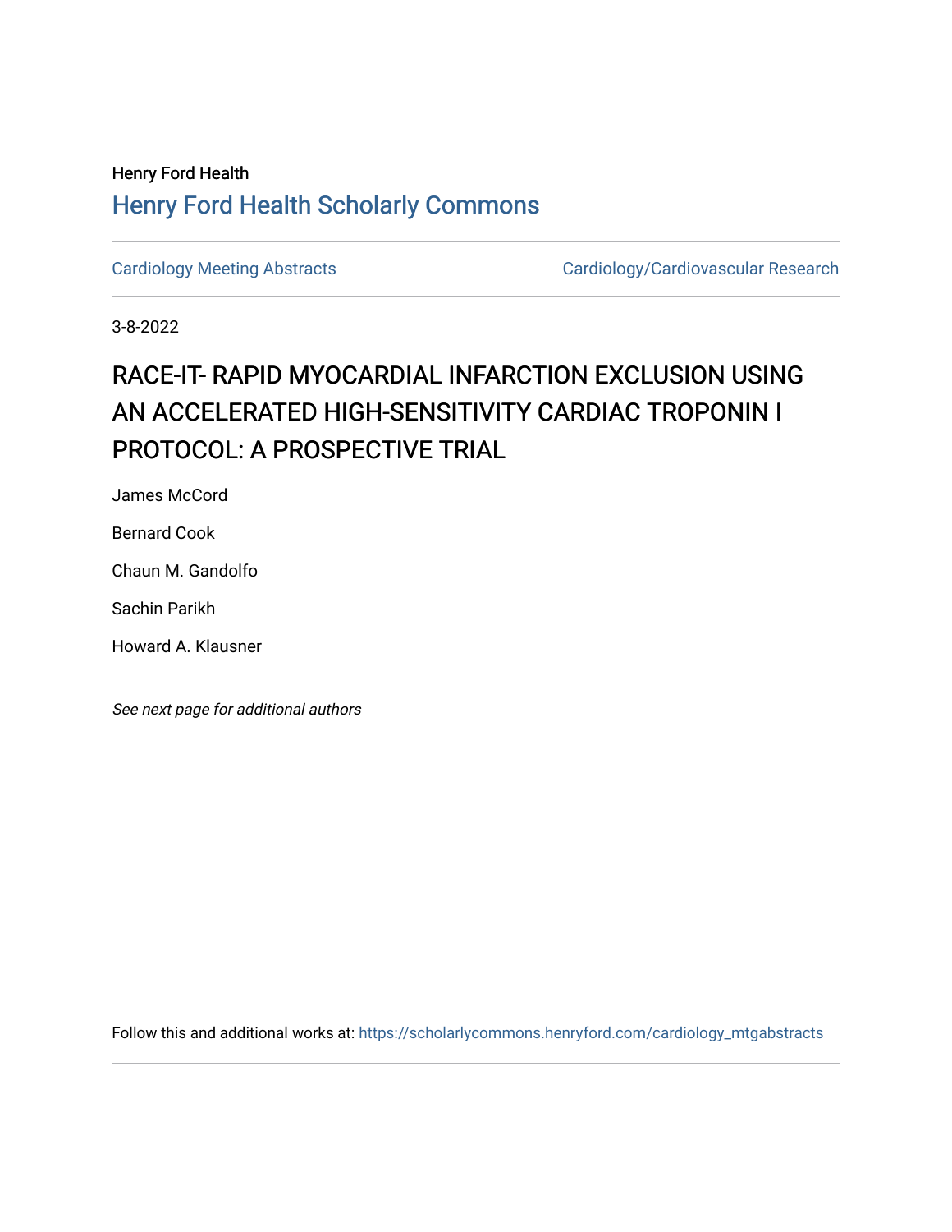Henry Ford Health

## Henry Ford Health Scholarly Commons

Cardiology Meeting Abstracts | Cardiology/Cardiovascular Research

3-8-2022

# RACE-IT- RAPID MYOCARDIAL INFARCTION EXCLUSION USING AN ACCELERATED HIGH-SENSITIVITY CARDIAC TROPONIN I PROTOCOL: A PROSPECTIVE TRIAL

James McCord

Bernard Cook

Chaun M. Gandolfo

Sachin Parikh

Howard A. Klausner

*See next page for additional authors*

Follow this and additional works at: https://scholarlycommons.henryford.com/cardiology_mtgabstracts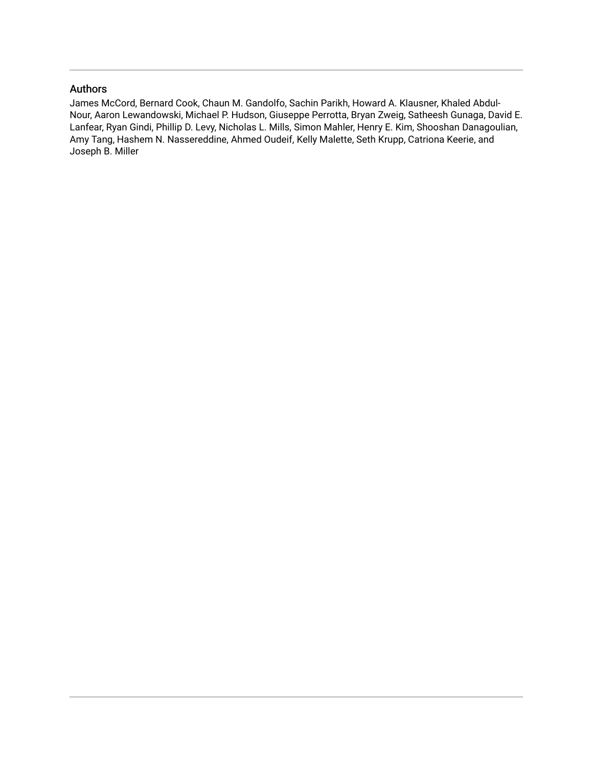## Authors

James McCord, Bernard Cook, Chaun M. Gandolfo, Sachin Parikh, Howard A. Klausner, Khaled Abdul-Nour, Aaron Lewandowski, Michael P. Hudson, Giuseppe Perrotta, Bryan Zweig, Satheesh Gunaga, David E. Lanfear, Ryan Gindi, Phillip D. Levy, Nicholas L. Mills, Simon Mahler, Henry E. Kim, Shooshan Danagoulian, Amy Tang, Hashem N. Nassereddine, Ahmed Oudeif, Kelly Malette, Seth Krupp, Catriona Keerie, and Joseph B. Miller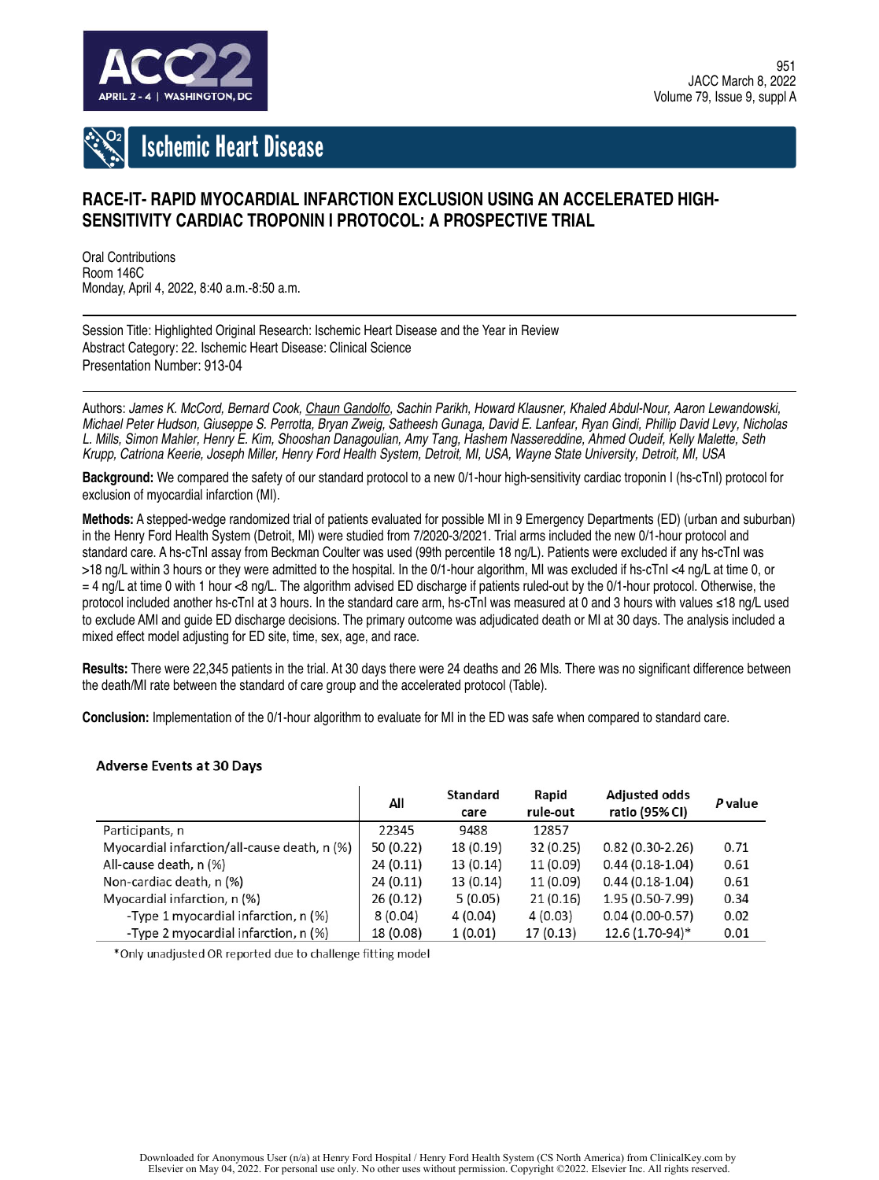## Ischemic Heart Disease

# RACE-IT- RAPID MYOCARDIAL INFARCTION EXCLUSION USING AN ACCELERATED HIGH-SENSITIVITY CARDIAC TROPONIN I PROTOCOL: A PROSPECTIVE TRIAL

Oral Contributions
Room 146C
Monday, April 4, 2022, 8:40 a.m.-8:50 a.m.

Session Title: Highlighted Original Research: Ischemic Heart Disease and the Year in Review
Abstract Category: 22. Ischemic Heart Disease: Clinical Science
Presentation Number: 913-04

Authors: *James K. McCord, Bernard Cook, Chaun Gandolfo, Sachin Parikh, Howard Klausner, Khaled Abdul-Nour, Aaron Lewandowski, Michael Peter Hudson, Giuseppe S. Perrotta, Bryan Zweig, Satheesh Gunaga, David E. Lanfear, Ryan Gindi, Phillip David Levy, Nicholas L. Mills, Simon Mahler, Henry E. Kim, Shooshan Danagoulian, Amy Tang, Hashem Nassereddine, Ahmed Oudeif, Kelly Malette, Seth Krupp, Catriona Keerie, Joseph Miller, Henry Ford Health System, Detroit, MI, USA, Wayne State University, Detroit, MI, USA*

**Background:** We compared the safety of our standard protocol to a new 0/1-hour high-sensitivity cardiac troponin I (hs-cTnI) protocol for exclusion of myocardial infarction (MI).

**Methods:** A stepped-wedge randomized trial of patients evaluated for possible MI in 9 Emergency Departments (ED) (urban and suburban) in the Henry Ford Health System (Detroit, MI) were studied from 7/2020-3/2021. Trial arms included the new 0/1-hour protocol and standard care. A hs-cTnI assay from Beckman Coulter was used (99th percentile 18 ng/L). Patients were excluded if any hs-cTnI was >18 ng/L within 3 hours or they were admitted to the hospital. In the 0/1-hour algorithm, MI was excluded if hs-cTnI <4 ng/L at time 0, or = 4 ng/L at time 0 with 1 hour <8 ng/L. The algorithm advised ED discharge if patients ruled-out by the 0/1-hour protocol. Otherwise, the protocol included another hs-cTnI at 3 hours. In the standard care arm, hs-cTnI was measured at 0 and 3 hours with values ≤18 ng/L used to exclude AMI and guide ED discharge decisions. The primary outcome was adjudicated death or MI at 30 days. The analysis included a mixed effect model adjusting for ED site, time, sex, age, and race.

**Results:** There were 22,345 patients in the trial. At 30 days there were 24 deaths and 26 MIs. There was no significant difference between the death/MI rate between the standard of care group and the accelerated protocol (Table).

**Conclusion:** Implementation of the 0/1-hour algorithm to evaluate for MI in the ED was safe when compared to standard care.

**Adverse Events at 30 Days**

| | All | Standard care | Rapid rule-out | Adjusted odds ratio (95% CI) | *P* value |
|---|---|---|---|---|---|
| Participants, n | 22345 | 9488 | 12857 | | |
| Myocardial infarction/all-cause death, n (%) | 50 (0.22) | 18 (0.19) | 32 (0.25) | 0.82 (0.30-2.26) | 0.71 |
| All-cause death, n (%) | 24 (0.11) | 13 (0.14) | 11 (0.09) | 0.44 (0.18-1.04) | 0.61 |
| Non-cardiac death, n (%) | 24 (0.11) | 13 (0.14) | 11 (0.09) | 0.44 (0.18-1.04) | 0.61 |
| Myocardial infarction, n (%) | 26 (0.12) | 5 (0.05) | 21 (0.16) | 1.95 (0.50-7.99) | 0.34 |
| -Type 1 myocardial infarction, n (%) | 8 (0.04) | 4 (0.04) | 4 (0.03) | 0.04 (0.00-0.57) | 0.02 |
| -Type 2 myocardial infarction, n (%) | 18 (0.08) | 1 (0.01) | 17 (0.13) | 12.6 (1.70-94)* | 0.01 |

*Only unadjusted OR reported due to challenge fitting model